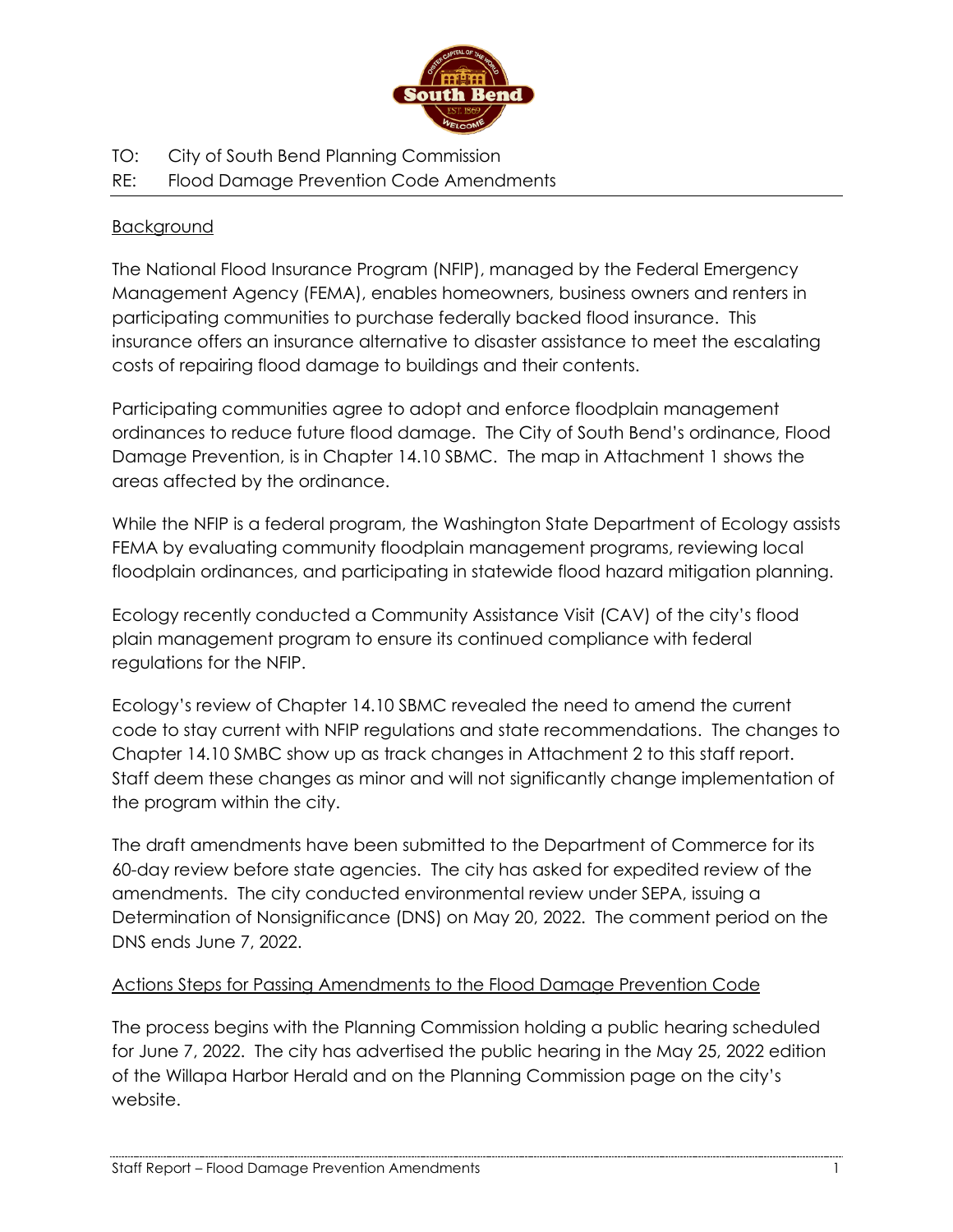TO: City of South Bend Planning Commission

RE: Flood Damage Prevention Code Amendments

---

## Background

The National Flood Insurance Program (NFIP), managed by the Federal Emergency Management Agency (FEMA), enables homeowners, business owners and renters in participating communities to purchase federally backed flood insurance. This insurance offers an insurance alternative to disaster assistance to meet the escalating costs of repairing flood damage to buildings and their contents.

Participating communities agree to adopt and enforce floodplain management ordinances to reduce future flood damage. The City of South Bend's ordinance, Flood Damage Prevention, is in Chapter 14.10 SBMC. The map in Attachment 1 shows the areas affected by the ordinance.

While the NFIP is a federal program, the Washington State Department of Ecology assists FEMA by evaluating community floodplain management programs, reviewing local floodplain ordinances, and participating in statewide flood hazard mitigation planning.

Ecology recently conducted a Community Assistance Visit (CAV) of the city's flood plain management program to ensure its continued compliance with federal regulations for the NFIP.

Ecology's review of Chapter 14.10 SBMC revealed the need to amend the current code to stay current with NFIP regulations and state recommendations. The changes to Chapter 14.10 SMBC show up as track changes in Attachment 2 to this staff report. Staff deem these changes as minor and will not significantly change implementation of the program within the city.

The draft amendments have been submitted to the Department of Commerce for its 60-day review before state agencies. The city has asked for expedited review of the amendments. The city conducted environmental review under SEPA, issuing a Determination of Nonsignificance (DNS) on May 20, 2022. The comment period on the DNS ends June 7, 2022.

## Actions Steps for Passing Amendments to the Flood Damage Prevention Code

The process begins with the Planning Commission holding a public hearing scheduled for June 7, 2022. The city has advertised the public hearing in the May 25, 2022 edition of the Willapa Harbor Herald and on the Planning Commission page on the city's website.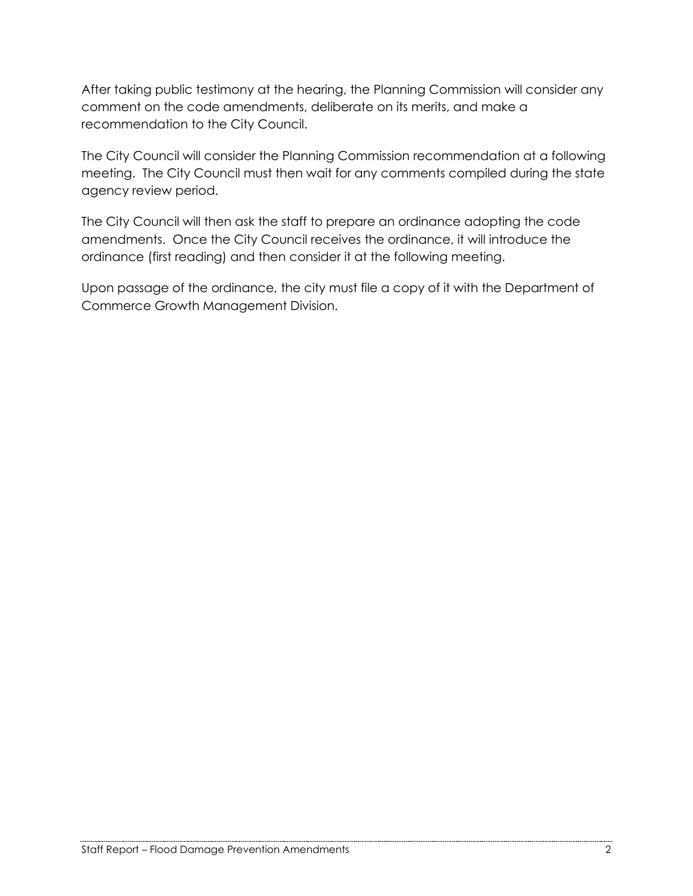After taking public testimony at the hearing, the Planning Commission will consider any comment on the code amendments, deliberate on its merits, and make a recommendation to the City Council.

The City Council will consider the Planning Commission recommendation at a following meeting. The City Council must then wait for any comments compiled during the state agency review period.

The City Council will then ask the staff to prepare an ordinance adopting the code amendments. Once the City Council receives the ordinance, it will introduce the ordinance (first reading) and then consider it at the following meeting.

Upon passage of the ordinance, the city must file a copy of it with the Department of Commerce Growth Management Division.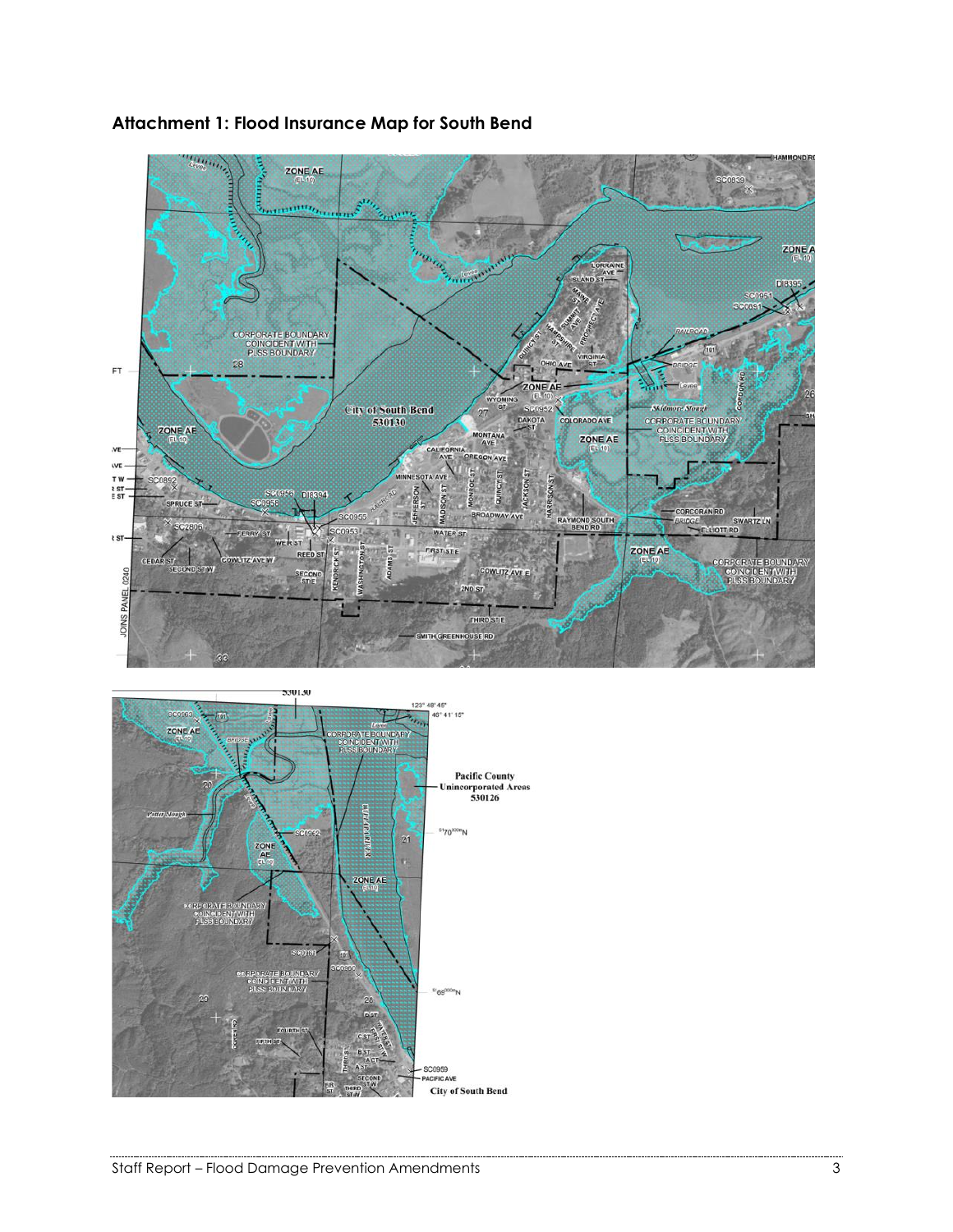## Attachment 1: Flood Insurance Map for South Bend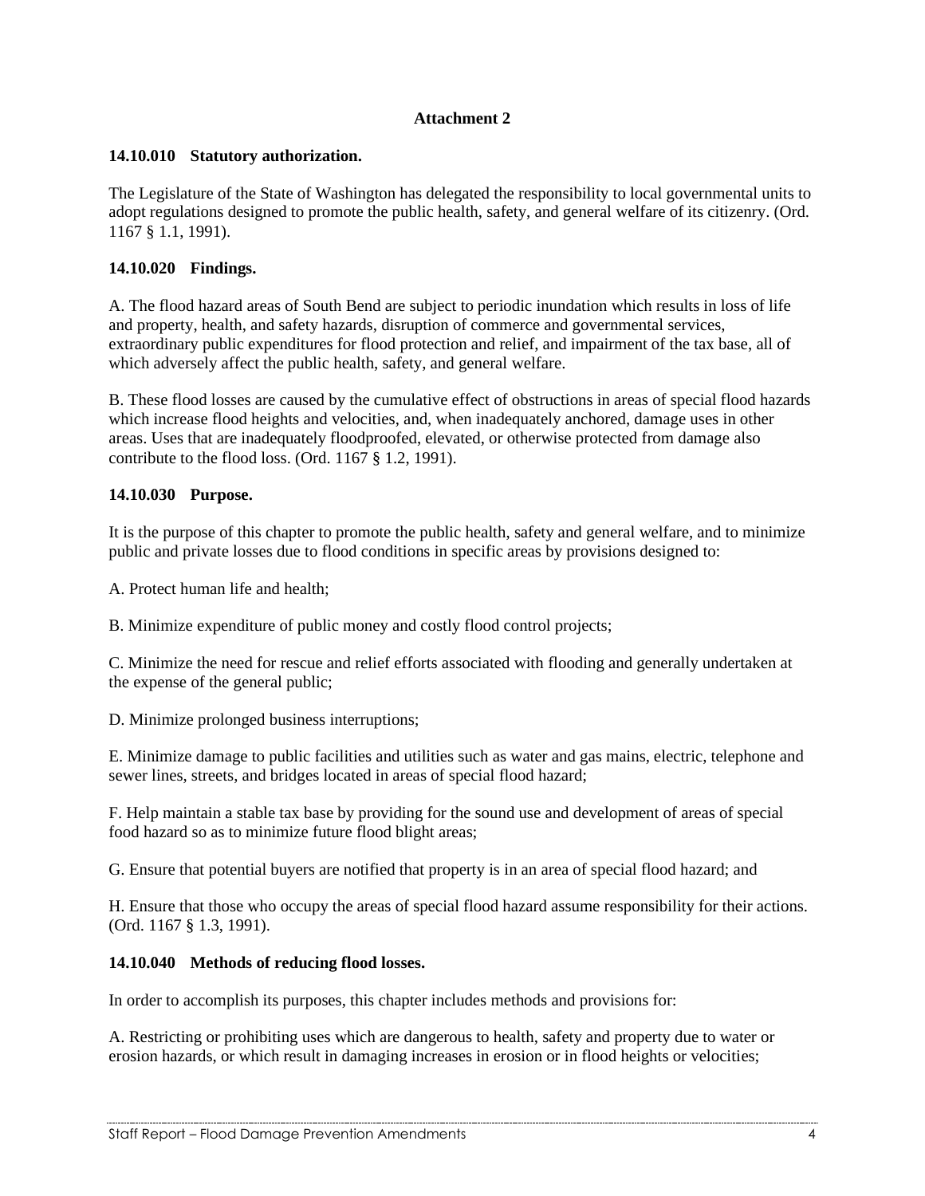**Attachment 2**

**14.10.010 Statutory authorization.**

The Legislature of the State of Washington has delegated the responsibility to local governmental units to adopt regulations designed to promote the public health, safety, and general welfare of its citizenry. (Ord. 1167 § 1.1, 1991).

**14.10.020 Findings.**

A. The flood hazard areas of South Bend are subject to periodic inundation which results in loss of life and property, health, and safety hazards, disruption of commerce and governmental services, extraordinary public expenditures for flood protection and relief, and impairment of the tax base, all of which adversely affect the public health, safety, and general welfare.

B. These flood losses are caused by the cumulative effect of obstructions in areas of special flood hazards which increase flood heights and velocities, and, when inadequately anchored, damage uses in other areas. Uses that are inadequately floodproofed, elevated, or otherwise protected from damage also contribute to the flood loss. (Ord. 1167 § 1.2, 1991).

**14.10.030 Purpose.**

It is the purpose of this chapter to promote the public health, safety and general welfare, and to minimize public and private losses due to flood conditions in specific areas by provisions designed to:

A. Protect human life and health;

B. Minimize expenditure of public money and costly flood control projects;

C. Minimize the need for rescue and relief efforts associated with flooding and generally undertaken at the expense of the general public;

D. Minimize prolonged business interruptions;

E. Minimize damage to public facilities and utilities such as water and gas mains, electric, telephone and sewer lines, streets, and bridges located in areas of special flood hazard;

F. Help maintain a stable tax base by providing for the sound use and development of areas of special food hazard so as to minimize future flood blight areas;

G. Ensure that potential buyers are notified that property is in an area of special flood hazard; and

H. Ensure that those who occupy the areas of special flood hazard assume responsibility for their actions. (Ord. 1167 § 1.3, 1991).

**14.10.040 Methods of reducing flood losses.**

In order to accomplish its purposes, this chapter includes methods and provisions for:

A. Restricting or prohibiting uses which are dangerous to health, safety and property due to water or erosion hazards, or which result in damaging increases in erosion or in flood heights or velocities;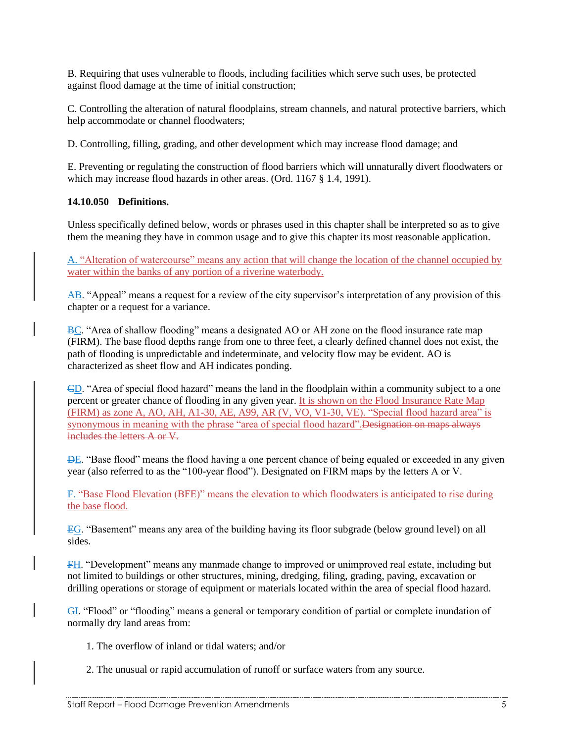B. Requiring that uses vulnerable to floods, including facilities which serve such uses, be protected against flood damage at the time of initial construction;

C. Controlling the alteration of natural floodplains, stream channels, and natural protective barriers, which help accommodate or channel floodwaters;

D. Controlling, filling, grading, and other development which may increase flood damage; and

E. Preventing or regulating the construction of flood barriers which will unnaturally divert floodwaters or which may increase flood hazards in other areas. (Ord. 1167 § 1.4, 1991).

**14.10.050 Definitions.**

Unless specifically defined below, words or phrases used in this chapter shall be interpreted so as to give them the meaning they have in common usage and to give this chapter its most reasonable application.

A. "Alteration of watercourse" means any action that will change the location of the channel occupied by water within the banks of any portion of a riverine waterbody.

~~A~~B. "Appeal" means a request for a review of the city supervisor's interpretation of any provision of this chapter or a request for a variance.

~~B~~C. "Area of shallow flooding" means a designated AO or AH zone on the flood insurance rate map (FIRM). The base flood depths range from one to three feet, a clearly defined channel does not exist, the path of flooding is unpredictable and indeterminate, and velocity flow may be evident. AO is characterized as sheet flow and AH indicates ponding.

~~C~~D. "Area of special flood hazard" means the land in the floodplain within a community subject to a one percent or greater chance of flooding in any given year. It is shown on the Flood Insurance Rate Map (FIRM) as zone A, AO, AH, A1-30, AE, A99, AR (V, VO, V1-30, VE). "Special flood hazard area" is synonymous in meaning with the phrase "area of special flood hazard".~~Designation on maps always includes the letters A or V.~~

~~D~~E. "Base flood" means the flood having a one percent chance of being equaled or exceeded in any given year (also referred to as the "100-year flood"). Designated on FIRM maps by the letters A or V.

F. "Base Flood Elevation (BFE)" means the elevation to which floodwaters is anticipated to rise during the base flood.

~~E~~G. "Basement" means any area of the building having its floor subgrade (below ground level) on all sides.

~~F~~H. "Development" means any manmade change to improved or unimproved real estate, including but not limited to buildings or other structures, mining, dredging, filing, grading, paving, excavation or drilling operations or storage of equipment or materials located within the area of special flood hazard.

~~G~~I. "Flood" or "flooding" means a general or temporary condition of partial or complete inundation of normally dry land areas from:

1. The overflow of inland or tidal waters; and/or

2. The unusual or rapid accumulation of runoff or surface waters from any source.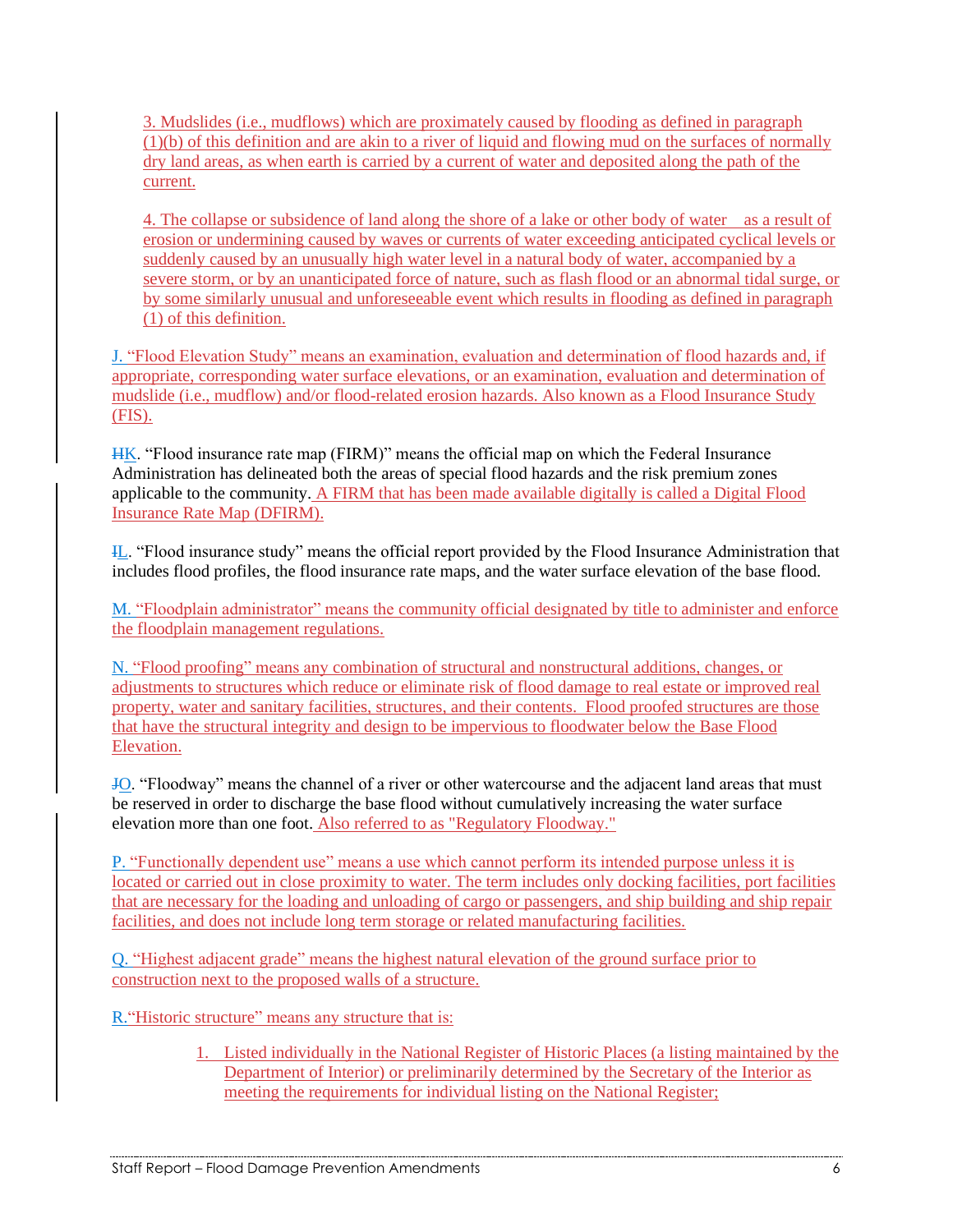3. Mudslides (i.e., mudflows) which are proximately caused by flooding as defined in paragraph (1)(b) of this definition and are akin to a river of liquid and flowing mud on the surfaces of normally dry land areas, as when earth is carried by a current of water and deposited along the path of the current.

4. The collapse or subsidence of land along the shore of a lake or other body of water as a result of erosion or undermining caused by waves or currents of water exceeding anticipated cyclical levels or suddenly caused by an unusually high water level in a natural body of water, accompanied by a severe storm, or by an unanticipated force of nature, such as flash flood or an abnormal tidal surge, or by some similarly unusual and unforeseeable event which results in flooding as defined in paragraph (1) of this definition.

J. "Flood Elevation Study" means an examination, evaluation and determination of flood hazards and, if appropriate, corresponding water surface elevations, or an examination, evaluation and determination of mudslide (i.e., mudflow) and/or flood-related erosion hazards. Also known as a Flood Insurance Study (FIS).

~~H~~K. "Flood insurance rate map (FIRM)" means the official map on which the Federal Insurance Administration has delineated both the areas of special flood hazards and the risk premium zones applicable to the community. A FIRM that has been made available digitally is called a Digital Flood Insurance Rate Map (DFIRM).

~~I~~L. "Flood insurance study" means the official report provided by the Flood Insurance Administration that includes flood profiles, the flood insurance rate maps, and the water surface elevation of the base flood.

M. "Floodplain administrator" means the community official designated by title to administer and enforce the floodplain management regulations.

N. "Flood proofing" means any combination of structural and nonstructural additions, changes, or adjustments to structures which reduce or eliminate risk of flood damage to real estate or improved real property, water and sanitary facilities, structures, and their contents. Flood proofed structures are those that have the structural integrity and design to be impervious to floodwater below the Base Flood Elevation.

~~J~~O. "Floodway" means the channel of a river or other watercourse and the adjacent land areas that must be reserved in order to discharge the base flood without cumulatively increasing the water surface elevation more than one foot. Also referred to as "Regulatory Floodway."

P. "Functionally dependent use" means a use which cannot perform its intended purpose unless it is located or carried out in close proximity to water. The term includes only docking facilities, port facilities that are necessary for the loading and unloading of cargo or passengers, and ship building and ship repair facilities, and does not include long term storage or related manufacturing facilities.

Q. "Highest adjacent grade" means the highest natural elevation of the ground surface prior to construction next to the proposed walls of a structure.

R. "Historic structure" means any structure that is:

1. Listed individually in the National Register of Historic Places (a listing maintained by the Department of Interior) or preliminarily determined by the Secretary of the Interior as meeting the requirements for individual listing on the National Register;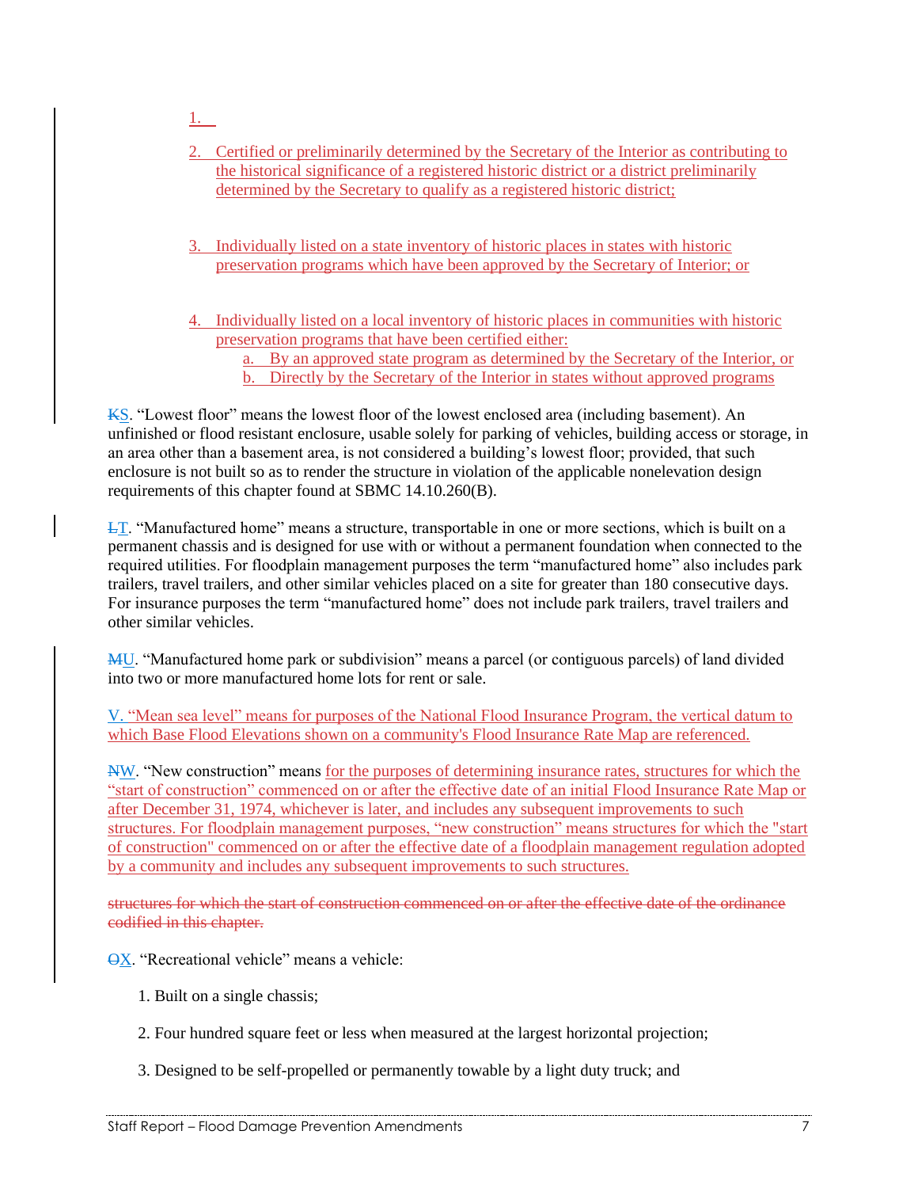1.

2. Certified or preliminarily determined by the Secretary of the Interior as contributing to the historical significance of a registered historic district or a district preliminarily determined by the Secretary to qualify as a registered historic district;

3. Individually listed on a state inventory of historic places in states with historic preservation programs which have been approved by the Secretary of Interior; or

4. Individually listed on a local inventory of historic places in communities with historic preservation programs that have been certified either:
    a. By an approved state program as determined by the Secretary of the Interior, or
    b. Directly by the Secretary of the Interior in states without approved programs

~~K~~S. "Lowest floor" means the lowest floor of the lowest enclosed area (including basement). An unfinished or flood resistant enclosure, usable solely for parking of vehicles, building access or storage, in an area other than a basement area, is not considered a building's lowest floor; provided, that such enclosure is not built so as to render the structure in violation of the applicable nonelevation design requirements of this chapter found at SBMC 14.10.260(B).

~~L~~T. "Manufactured home" means a structure, transportable in one or more sections, which is built on a permanent chassis and is designed for use with or without a permanent foundation when connected to the required utilities. For floodplain management purposes the term "manufactured home" also includes park trailers, travel trailers, and other similar vehicles placed on a site for greater than 180 consecutive days. For insurance purposes the term "manufactured home" does not include park trailers, travel trailers and other similar vehicles.

~~M~~U. "Manufactured home park or subdivision" means a parcel (or contiguous parcels) of land divided into two or more manufactured home lots for rent or sale.

V. "Mean sea level" means for purposes of the National Flood Insurance Program, the vertical datum to which Base Flood Elevations shown on a community's Flood Insurance Rate Map are referenced.

~~N~~W. "New construction" means for the purposes of determining insurance rates, structures for which the "start of construction" commenced on or after the effective date of an initial Flood Insurance Rate Map or after December 31, 1974, whichever is later, and includes any subsequent improvements to such structures. For floodplain management purposes, "new construction" means structures for which the "start of construction" commenced on or after the effective date of a floodplain management regulation adopted by a community and includes any subsequent improvements to such structures.

~~structures for which the start of construction commenced on or after the effective date of the ordinance codified in this chapter.~~

~~O~~X. "Recreational vehicle" means a vehicle:

1. Built on a single chassis;

2. Four hundred square feet or less when measured at the largest horizontal projection;

3. Designed to be self-propelled or permanently towable by a light duty truck; and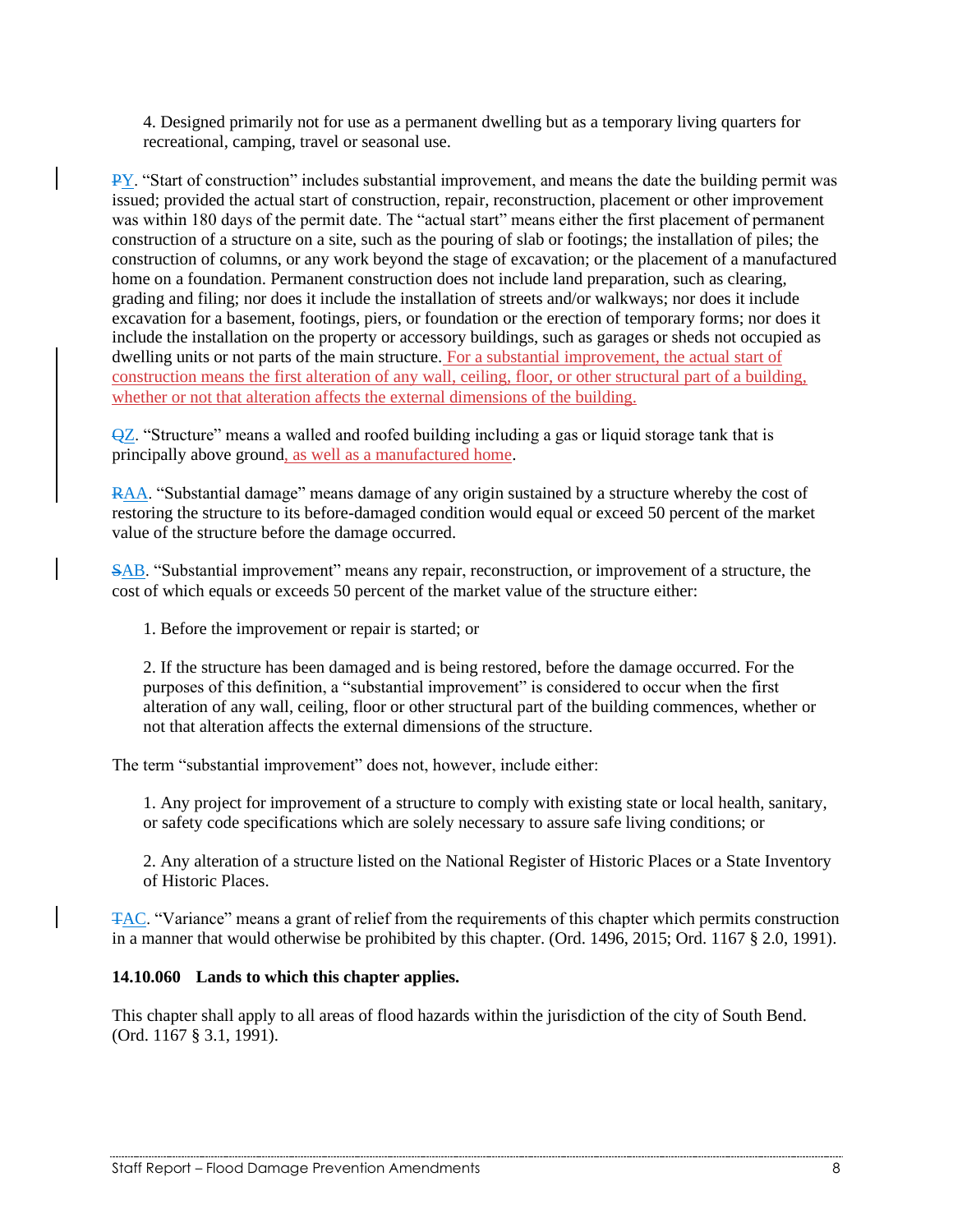4. Designed primarily not for use as a permanent dwelling but as a temporary living quarters for recreational, camping, travel or seasonal use.

~~P~~Y. "Start of construction" includes substantial improvement, and means the date the building permit was issued; provided the actual start of construction, repair, reconstruction, placement or other improvement was within 180 days of the permit date. The "actual start" means either the first placement of permanent construction of a structure on a site, such as the pouring of slab or footings; the installation of piles; the construction of columns, or any work beyond the stage of excavation; or the placement of a manufactured home on a foundation. Permanent construction does not include land preparation, such as clearing, grading and filing; nor does it include the installation of streets and/or walkways; nor does it include excavation for a basement, footings, piers, or foundation or the erection of temporary forms; nor does it include the installation on the property or accessory buildings, such as garages or sheds not occupied as dwelling units or not parts of the main structure. For a substantial improvement, the actual start of construction means the first alteration of any wall, ceiling, floor, or other structural part of a building, whether or not that alteration affects the external dimensions of the building.

~~Q~~Z. "Structure" means a walled and roofed building including a gas or liquid storage tank that is principally above ground, as well as a manufactured home.

~~R~~AA. "Substantial damage" means damage of any origin sustained by a structure whereby the cost of restoring the structure to its before-damaged condition would equal or exceed 50 percent of the market value of the structure before the damage occurred.

~~S~~AB. "Substantial improvement" means any repair, reconstruction, or improvement of a structure, the cost of which equals or exceeds 50 percent of the market value of the structure either:

1. Before the improvement or repair is started; or

2. If the structure has been damaged and is being restored, before the damage occurred. For the purposes of this definition, a "substantial improvement" is considered to occur when the first alteration of any wall, ceiling, floor or other structural part of the building commences, whether or not that alteration affects the external dimensions of the structure.

The term "substantial improvement" does not, however, include either:

1. Any project for improvement of a structure to comply with existing state or local health, sanitary, or safety code specifications which are solely necessary to assure safe living conditions; or

2. Any alteration of a structure listed on the National Register of Historic Places or a State Inventory of Historic Places.

~~T~~AC. "Variance" means a grant of relief from the requirements of this chapter which permits construction in a manner that would otherwise be prohibited by this chapter. (Ord. 1496, 2015; Ord. 1167 § 2.0, 1991).

**14.10.060 Lands to which this chapter applies.**

This chapter shall apply to all areas of flood hazards within the jurisdiction of the city of South Bend. (Ord. 1167 § 3.1, 1991).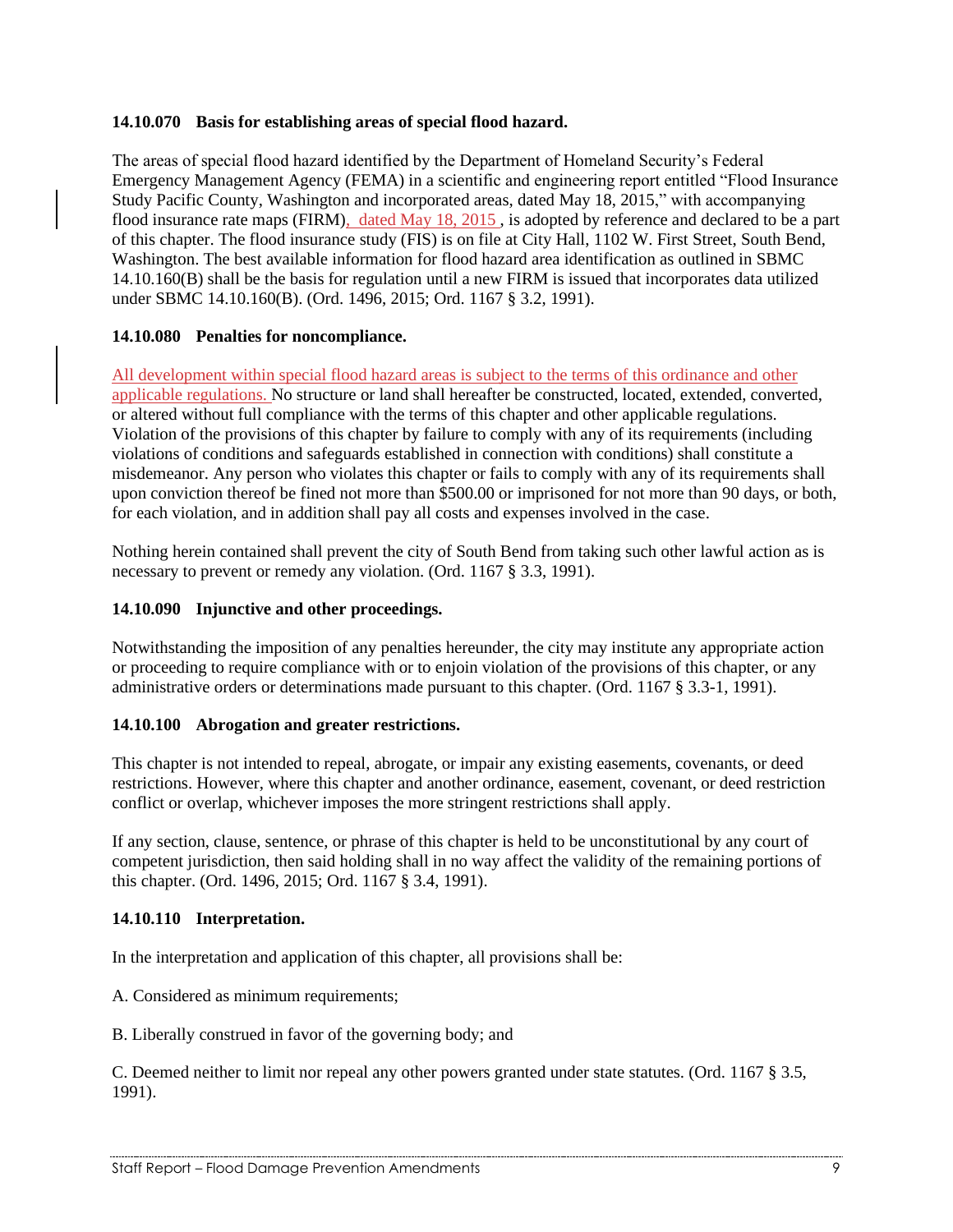**14.10.070 Basis for establishing areas of special flood hazard.**

The areas of special flood hazard identified by the Department of Homeland Security's Federal Emergency Management Agency (FEMA) in a scientific and engineering report entitled "Flood Insurance Study Pacific County, Washington and incorporated areas, dated May 18, 2015," with accompanying flood insurance rate maps (FIRM), dated May 18, 2015 , is adopted by reference and declared to be a part of this chapter. The flood insurance study (FIS) is on file at City Hall, 1102 W. First Street, South Bend, Washington. The best available information for flood hazard area identification as outlined in SBMC 14.10.160(B) shall be the basis for regulation until a new FIRM is issued that incorporates data utilized under SBMC 14.10.160(B). (Ord. 1496, 2015; Ord. 1167 § 3.2, 1991).

**14.10.080 Penalties for noncompliance.**

All development within special flood hazard areas is subject to the terms of this ordinance and other applicable regulations. No structure or land shall hereafter be constructed, located, extended, converted, or altered without full compliance with the terms of this chapter and other applicable regulations. Violation of the provisions of this chapter by failure to comply with any of its requirements (including violations of conditions and safeguards established in connection with conditions) shall constitute a misdemeanor. Any person who violates this chapter or fails to comply with any of its requirements shall upon conviction thereof be fined not more than $500.00 or imprisoned for not more than 90 days, or both, for each violation, and in addition shall pay all costs and expenses involved in the case.

Nothing herein contained shall prevent the city of South Bend from taking such other lawful action as is necessary to prevent or remedy any violation. (Ord. 1167 § 3.3, 1991).

**14.10.090 Injunctive and other proceedings.**

Notwithstanding the imposition of any penalties hereunder, the city may institute any appropriate action or proceeding to require compliance with or to enjoin violation of the provisions of this chapter, or any administrative orders or determinations made pursuant to this chapter. (Ord. 1167 § 3.3-1, 1991).

**14.10.100 Abrogation and greater restrictions.**

This chapter is not intended to repeal, abrogate, or impair any existing easements, covenants, or deed restrictions. However, where this chapter and another ordinance, easement, covenant, or deed restriction conflict or overlap, whichever imposes the more stringent restrictions shall apply.

If any section, clause, sentence, or phrase of this chapter is held to be unconstitutional by any court of competent jurisdiction, then said holding shall in no way affect the validity of the remaining portions of this chapter. (Ord. 1496, 2015; Ord. 1167 § 3.4, 1991).

**14.10.110 Interpretation.**

In the interpretation and application of this chapter, all provisions shall be:

A. Considered as minimum requirements;

B. Liberally construed in favor of the governing body; and

C. Deemed neither to limit nor repeal any other powers granted under state statutes. (Ord. 1167 § 3.5, 1991).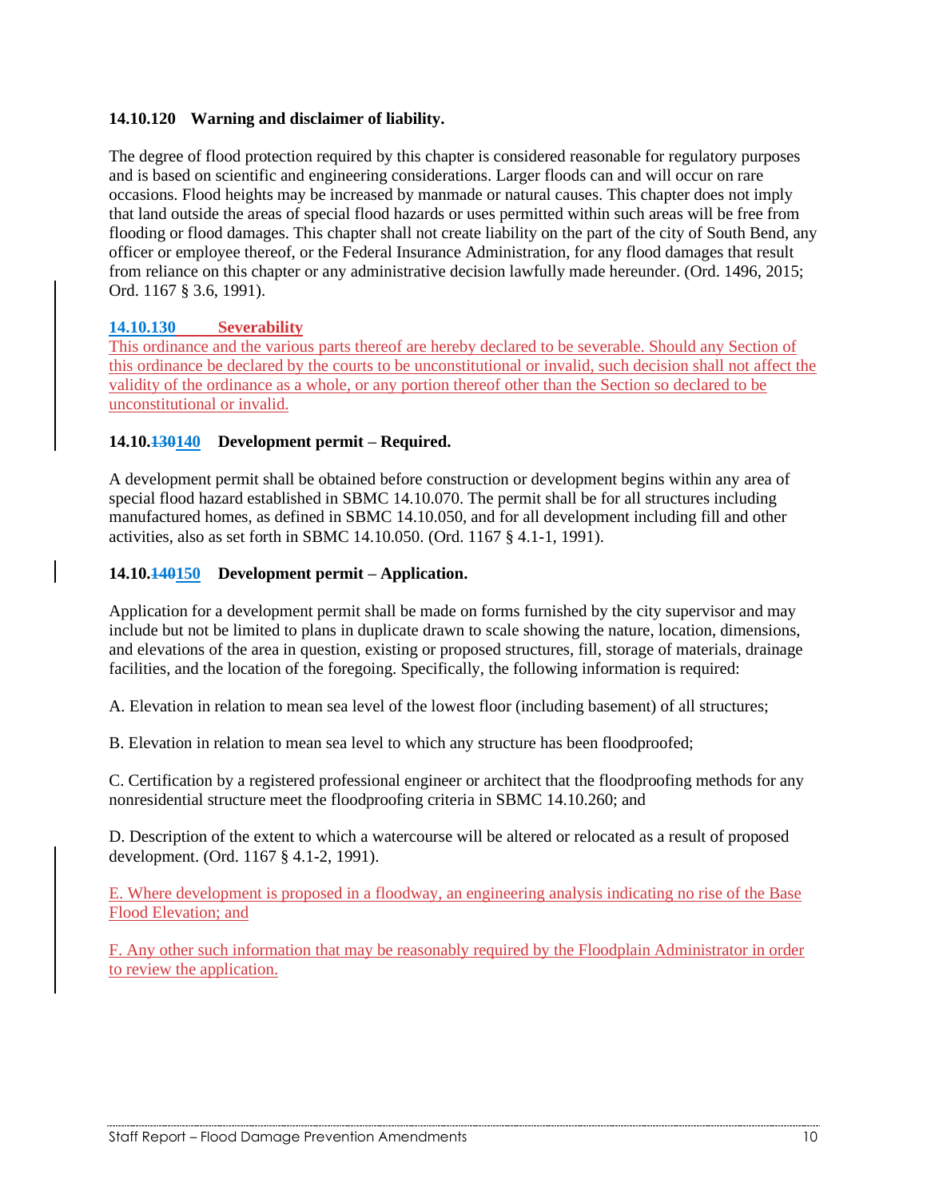**14.10.120 Warning and disclaimer of liability.**

The degree of flood protection required by this chapter is considered reasonable for regulatory purposes and is based on scientific and engineering considerations. Larger floods can and will occur on rare occasions. Flood heights may be increased by manmade or natural causes. This chapter does not imply that land outside the areas of special flood hazards or uses permitted within such areas will be free from flooding or flood damages. This chapter shall not create liability on the part of the city of South Bend, any officer or employee thereof, or the Federal Insurance Administration, for any flood damages that result from reliance on this chapter or any administrative decision lawfully made hereunder. (Ord. 1496, 2015; Ord. 1167 § 3.6, 1991).

**14.10.130 Severability**

This ordinance and the various parts thereof are hereby declared to be severable. Should any Section of this ordinance be declared by the courts to be unconstitutional or invalid, such decision shall not affect the validity of the ordinance as a whole, or any portion thereof other than the Section so declared to be unconstitutional or invalid.

**14.10.~~130~~140 Development permit – Required.**

A development permit shall be obtained before construction or development begins within any area of special flood hazard established in SBMC 14.10.070. The permit shall be for all structures including manufactured homes, as defined in SBMC 14.10.050, and for all development including fill and other activities, also as set forth in SBMC 14.10.050. (Ord. 1167 § 4.1-1, 1991).

**14.10.~~140~~150 Development permit – Application.**

Application for a development permit shall be made on forms furnished by the city supervisor and may include but not be limited to plans in duplicate drawn to scale showing the nature, location, dimensions, and elevations of the area in question, existing or proposed structures, fill, storage of materials, drainage facilities, and the location of the foregoing. Specifically, the following information is required:

A. Elevation in relation to mean sea level of the lowest floor (including basement) of all structures;

B. Elevation in relation to mean sea level to which any structure has been floodproofed;

C. Certification by a registered professional engineer or architect that the floodproofing methods for any nonresidential structure meet the floodproofing criteria in SBMC 14.10.260; and

D. Description of the extent to which a watercourse will be altered or relocated as a result of proposed development. (Ord. 1167 § 4.1-2, 1991).

E. Where development is proposed in a floodway, an engineering analysis indicating no rise of the Base Flood Elevation; and

F. Any other such information that may be reasonably required by the Floodplain Administrator in order to review the application.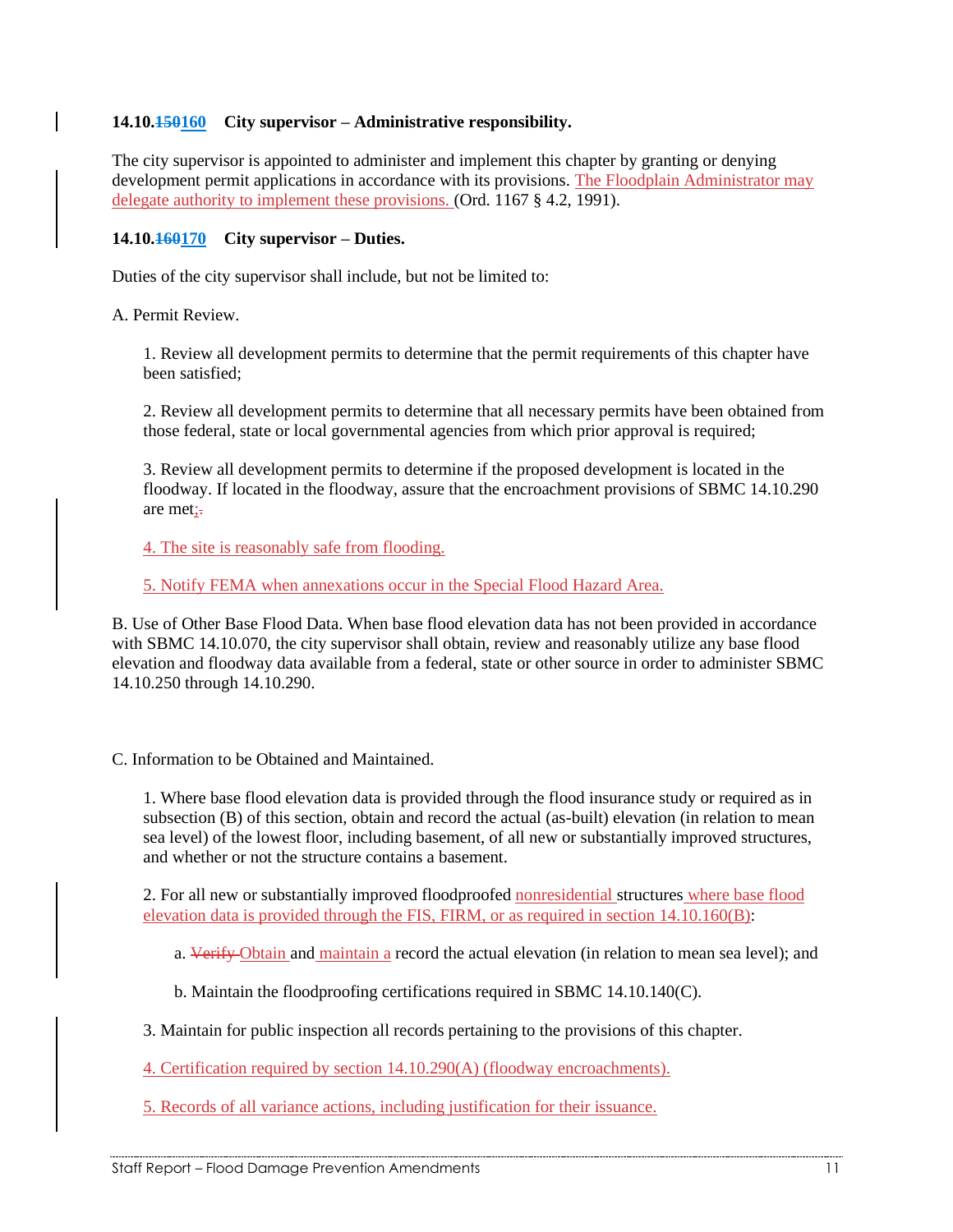**14.10.~~150~~160 City supervisor – Administrative responsibility.**

The city supervisor is appointed to administer and implement this chapter by granting or denying development permit applications in accordance with its provisions. The Floodplain Administrator may delegate authority to implement these provisions. (Ord. 1167 § 4.2, 1991).

**14.10.~~160~~170 City supervisor – Duties.**

Duties of the city supervisor shall include, but not be limited to:

A. Permit Review.

1. Review all development permits to determine that the permit requirements of this chapter have been satisfied;

2. Review all development permits to determine that all necessary permits have been obtained from those federal, state or local governmental agencies from which prior approval is required;

3. Review all development permits to determine if the proposed development is located in the floodway. If located in the floodway, assure that the encroachment provisions of SBMC 14.10.290 are met;~~.~~

4. The site is reasonably safe from flooding.

5. Notify FEMA when annexations occur in the Special Flood Hazard Area.

B. Use of Other Base Flood Data. When base flood elevation data has not been provided in accordance with SBMC 14.10.070, the city supervisor shall obtain, review and reasonably utilize any base flood elevation and floodway data available from a federal, state or other source in order to administer SBMC 14.10.250 through 14.10.290.

C. Information to be Obtained and Maintained.

1. Where base flood elevation data is provided through the flood insurance study or required as in subsection (B) of this section, obtain and record the actual (as-built) elevation (in relation to mean sea level) of the lowest floor, including basement, of all new or substantially improved structures, and whether or not the structure contains a basement.

2. For all new or substantially improved floodproofed nonresidential structures where base flood elevation data is provided through the FIS, FIRM, or as required in section 14.10.160(B):

a. ~~Verify~~ Obtain and maintain a record the actual elevation (in relation to mean sea level); and

b. Maintain the floodproofing certifications required in SBMC 14.10.140(C).

3. Maintain for public inspection all records pertaining to the provisions of this chapter.

4. Certification required by section 14.10.290(A) (floodway encroachments).

5. Records of all variance actions, including justification for their issuance.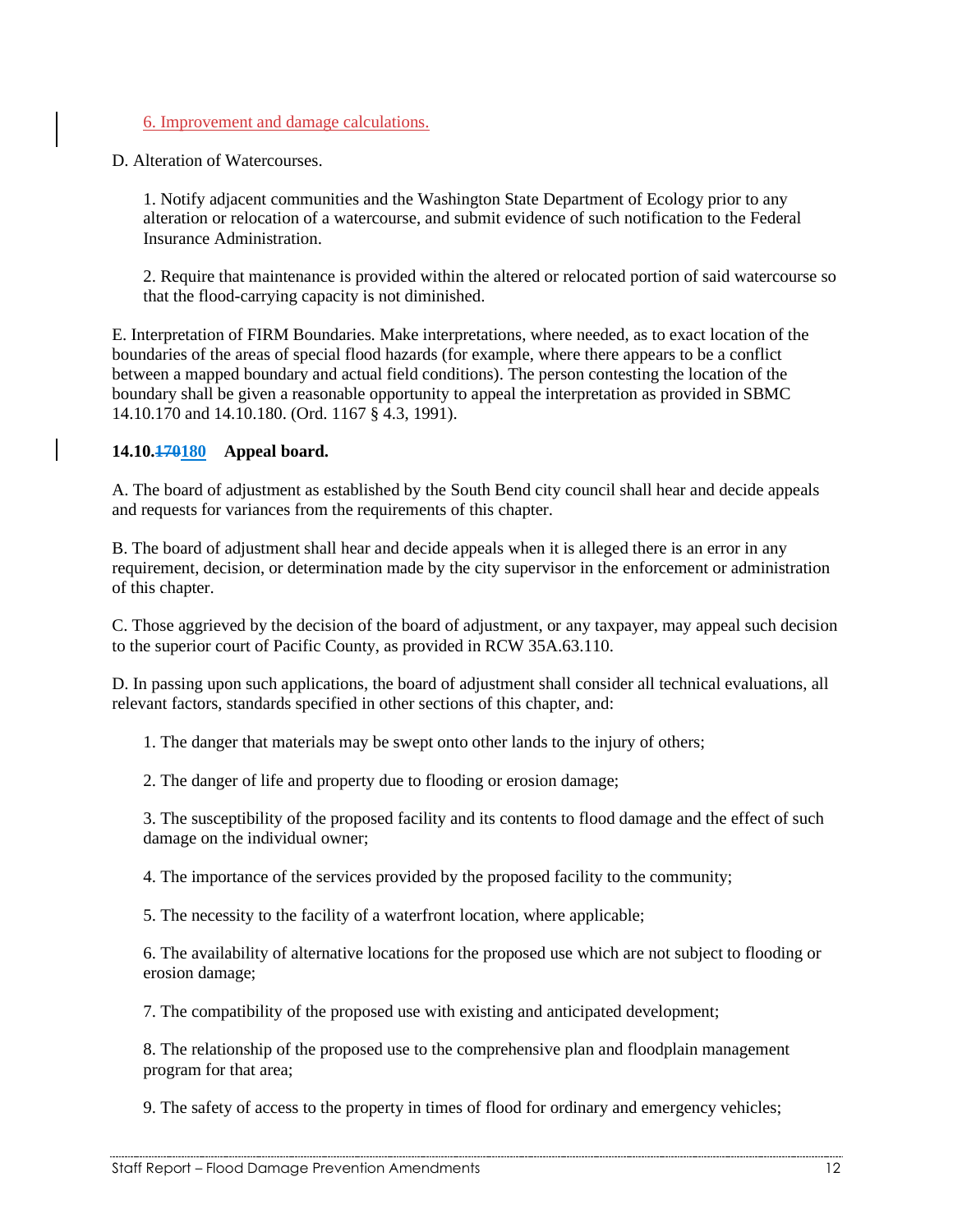6. Improvement and damage calculations.

D. Alteration of Watercourses.

1. Notify adjacent communities and the Washington State Department of Ecology prior to any alteration or relocation of a watercourse, and submit evidence of such notification to the Federal Insurance Administration.

2. Require that maintenance is provided within the altered or relocated portion of said watercourse so that the flood-carrying capacity is not diminished.

E. Interpretation of FIRM Boundaries. Make interpretations, where needed, as to exact location of the boundaries of the areas of special flood hazards (for example, where there appears to be a conflict between a mapped boundary and actual field conditions). The person contesting the location of the boundary shall be given a reasonable opportunity to appeal the interpretation as provided in SBMC 14.10.170 and 14.10.180. (Ord. 1167 § 4.3, 1991).

**14.10.~~170~~180 Appeal board.**

A. The board of adjustment as established by the South Bend city council shall hear and decide appeals and requests for variances from the requirements of this chapter.

B. The board of adjustment shall hear and decide appeals when it is alleged there is an error in any requirement, decision, or determination made by the city supervisor in the enforcement or administration of this chapter.

C. Those aggrieved by the decision of the board of adjustment, or any taxpayer, may appeal such decision to the superior court of Pacific County, as provided in RCW 35A.63.110.

D. In passing upon such applications, the board of adjustment shall consider all technical evaluations, all relevant factors, standards specified in other sections of this chapter, and:

1. The danger that materials may be swept onto other lands to the injury of others;

2. The danger of life and property due to flooding or erosion damage;

3. The susceptibility of the proposed facility and its contents to flood damage and the effect of such damage on the individual owner;

4. The importance of the services provided by the proposed facility to the community;

5. The necessity to the facility of a waterfront location, where applicable;

6. The availability of alternative locations for the proposed use which are not subject to flooding or erosion damage;

7. The compatibility of the proposed use with existing and anticipated development;

8. The relationship of the proposed use to the comprehensive plan and floodplain management program for that area;

9. The safety of access to the property in times of flood for ordinary and emergency vehicles;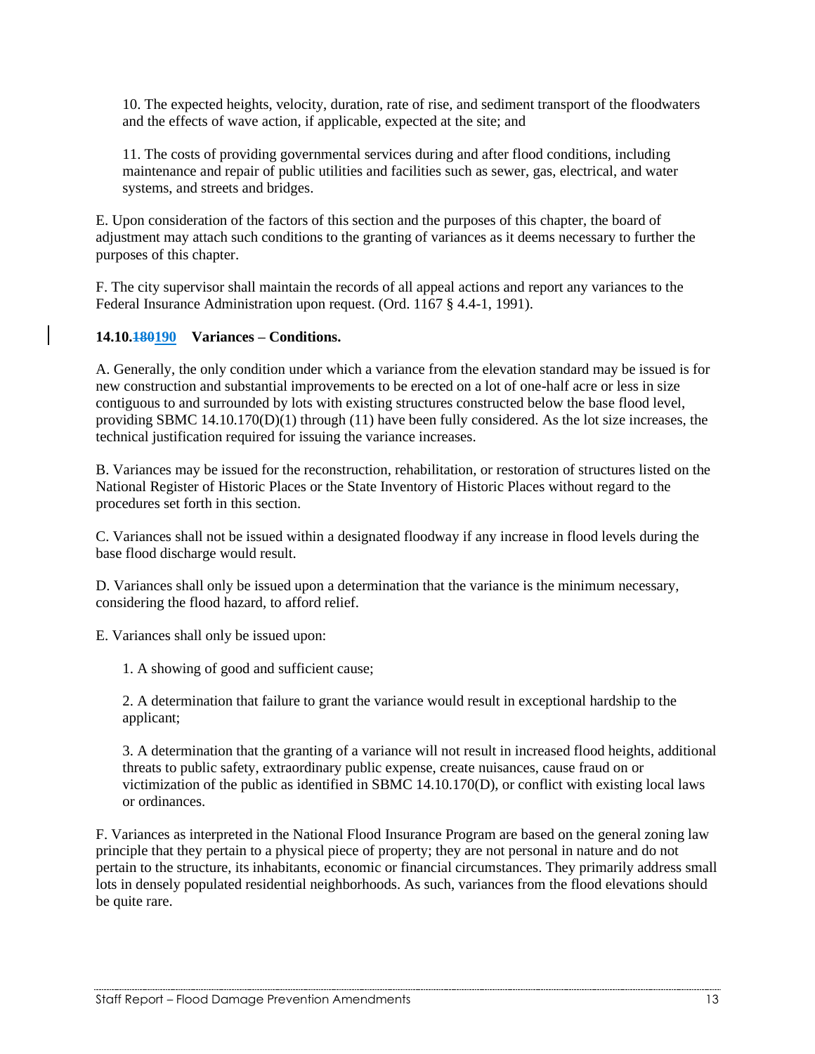10. The expected heights, velocity, duration, rate of rise, and sediment transport of the floodwaters and the effects of wave action, if applicable, expected at the site; and

11. The costs of providing governmental services during and after flood conditions, including maintenance and repair of public utilities and facilities such as sewer, gas, electrical, and water systems, and streets and bridges.

E. Upon consideration of the factors of this section and the purposes of this chapter, the board of adjustment may attach such conditions to the granting of variances as it deems necessary to further the purposes of this chapter.

F. The city supervisor shall maintain the records of all appeal actions and report any variances to the Federal Insurance Administration upon request. (Ord. 1167 § 4.4-1, 1991).

**14.10.~~180~~190 Variances – Conditions.**

A. Generally, the only condition under which a variance from the elevation standard may be issued is for new construction and substantial improvements to be erected on a lot of one-half acre or less in size contiguous to and surrounded by lots with existing structures constructed below the base flood level, providing SBMC 14.10.170(D)(1) through (11) have been fully considered. As the lot size increases, the technical justification required for issuing the variance increases.

B. Variances may be issued for the reconstruction, rehabilitation, or restoration of structures listed on the National Register of Historic Places or the State Inventory of Historic Places without regard to the procedures set forth in this section.

C. Variances shall not be issued within a designated floodway if any increase in flood levels during the base flood discharge would result.

D. Variances shall only be issued upon a determination that the variance is the minimum necessary, considering the flood hazard, to afford relief.

E. Variances shall only be issued upon:

1. A showing of good and sufficient cause;

2. A determination that failure to grant the variance would result in exceptional hardship to the applicant;

3. A determination that the granting of a variance will not result in increased flood heights, additional threats to public safety, extraordinary public expense, create nuisances, cause fraud on or victimization of the public as identified in SBMC 14.10.170(D), or conflict with existing local laws or ordinances.

F. Variances as interpreted in the National Flood Insurance Program are based on the general zoning law principle that they pertain to a physical piece of property; they are not personal in nature and do not pertain to the structure, its inhabitants, economic or financial circumstances. They primarily address small lots in densely populated residential neighborhoods. As such, variances from the flood elevations should be quite rare.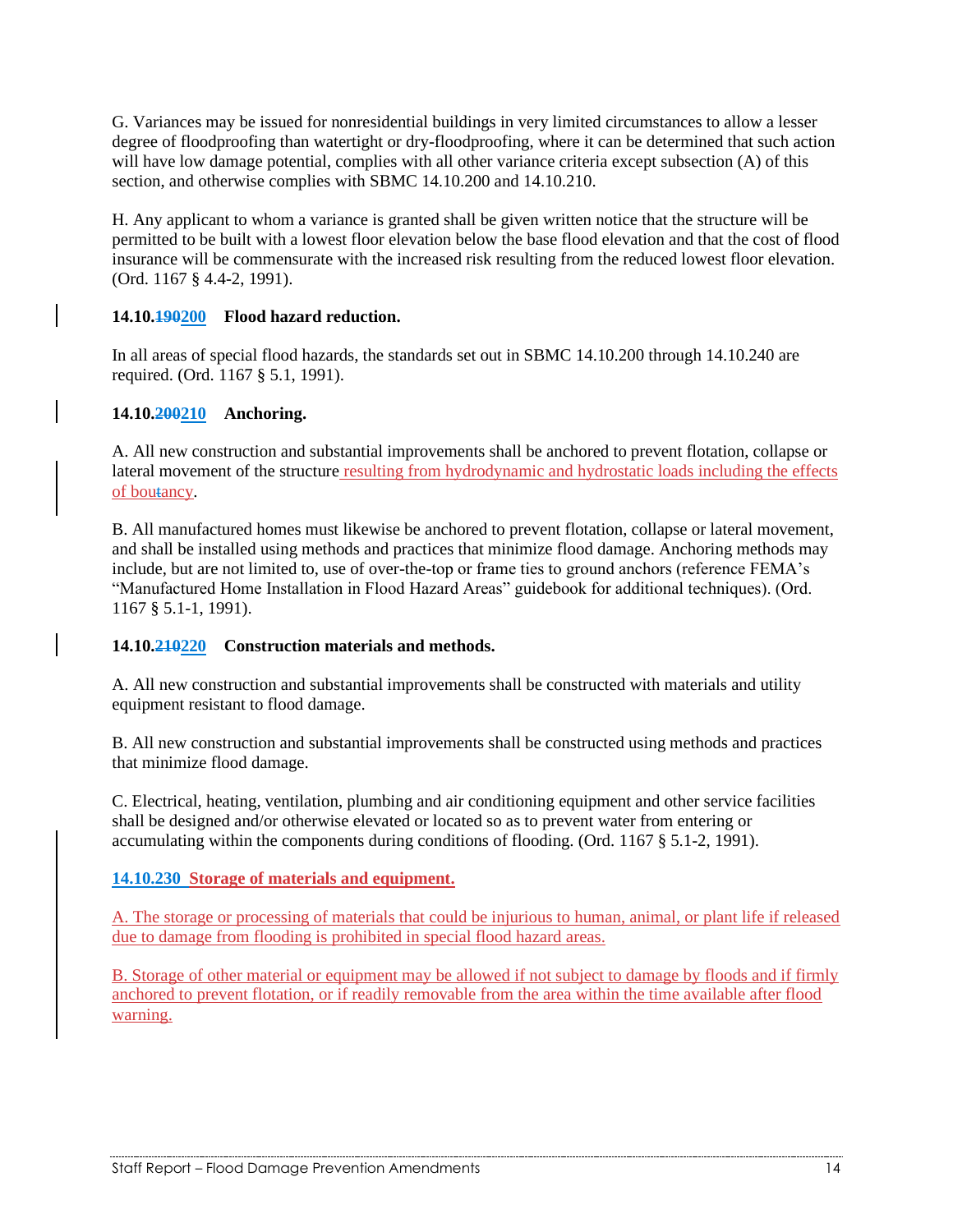G. Variances may be issued for nonresidential buildings in very limited circumstances to allow a lesser degree of floodproofing than watertight or dry-floodproofing, where it can be determined that such action will have low damage potential, complies with all other variance criteria except subsection (A) of this section, and otherwise complies with SBMC 14.10.200 and 14.10.210.

H. Any applicant to whom a variance is granted shall be given written notice that the structure will be permitted to be built with a lowest floor elevation below the base flood elevation and that the cost of flood insurance will be commensurate with the increased risk resulting from the reduced lowest floor elevation. (Ord. 1167 § 4.4-2, 1991).

**14.10.~~190~~200 Flood hazard reduction.**

In all areas of special flood hazards, the standards set out in SBMC 14.10.200 through 14.10.240 are required. (Ord. 1167 § 5.1, 1991).

**14.10.~~200~~210 Anchoring.**

A. All new construction and substantial improvements shall be anchored to prevent flotation, collapse or lateral movement of the structure resulting from hydrodynamic and hydrostatic loads including the effects of bou~~t~~ancy.

B. All manufactured homes must likewise be anchored to prevent flotation, collapse or lateral movement, and shall be installed using methods and practices that minimize flood damage. Anchoring methods may include, but are not limited to, use of over-the-top or frame ties to ground anchors (reference FEMA's "Manufactured Home Installation in Flood Hazard Areas" guidebook for additional techniques). (Ord. 1167 § 5.1-1, 1991).

**14.10.~~210~~220 Construction materials and methods.**

A. All new construction and substantial improvements shall be constructed with materials and utility equipment resistant to flood damage.

B. All new construction and substantial improvements shall be constructed using methods and practices that minimize flood damage.

C. Electrical, heating, ventilation, plumbing and air conditioning equipment and other service facilities shall be designed and/or otherwise elevated or located so as to prevent water from entering or accumulating within the components during conditions of flooding. (Ord. 1167 § 5.1-2, 1991).

**14.10.230 Storage of materials and equipment.**

A. The storage or processing of materials that could be injurious to human, animal, or plant life if released due to damage from flooding is prohibited in special flood hazard areas.

B. Storage of other material or equipment may be allowed if not subject to damage by floods and if firmly anchored to prevent flotation, or if readily removable from the area within the time available after flood warning.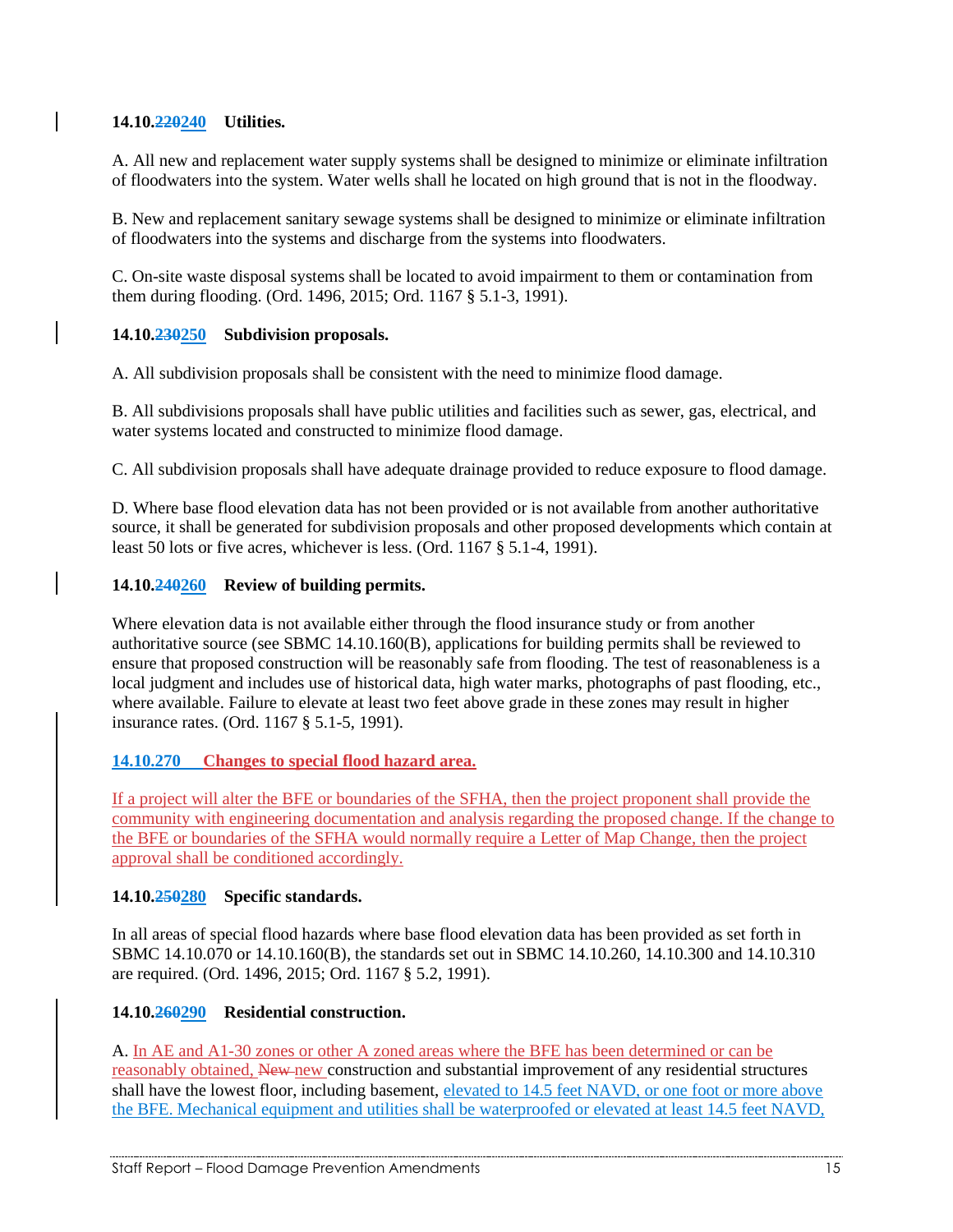**14.10.~~220~~240 Utilities.**

A. All new and replacement water supply systems shall be designed to minimize or eliminate infiltration of floodwaters into the system. Water wells shall he located on high ground that is not in the floodway.

B. New and replacement sanitary sewage systems shall be designed to minimize or eliminate infiltration of floodwaters into the systems and discharge from the systems into floodwaters.

C. On-site waste disposal systems shall be located to avoid impairment to them or contamination from them during flooding. (Ord. 1496, 2015; Ord. 1167 § 5.1-3, 1991).

**14.10.~~230~~250 Subdivision proposals.**

A. All subdivision proposals shall be consistent with the need to minimize flood damage.

B. All subdivisions proposals shall have public utilities and facilities such as sewer, gas, electrical, and water systems located and constructed to minimize flood damage.

C. All subdivision proposals shall have adequate drainage provided to reduce exposure to flood damage.

D. Where base flood elevation data has not been provided or is not available from another authoritative source, it shall be generated for subdivision proposals and other proposed developments which contain at least 50 lots or five acres, whichever is less. (Ord. 1167 § 5.1-4, 1991).

**14.10.~~240~~260 Review of building permits.**

Where elevation data is not available either through the flood insurance study or from another authoritative source (see SBMC 14.10.160(B), applications for building permits shall be reviewed to ensure that proposed construction will be reasonably safe from flooding. The test of reasonableness is a local judgment and includes use of historical data, high water marks, photographs of past flooding, etc., where available. Failure to elevate at least two feet above grade in these zones may result in higher insurance rates. (Ord. 1167 § 5.1-5, 1991).

**14.10.270 Changes to special flood hazard area.**

If a project will alter the BFE or boundaries of the SFHA, then the project proponent shall provide the community with engineering documentation and analysis regarding the proposed change. If the change to the BFE or boundaries of the SFHA would normally require a Letter of Map Change, then the project approval shall be conditioned accordingly.

**14.10.~~250~~280 Specific standards.**

In all areas of special flood hazards where base flood elevation data has been provided as set forth in SBMC 14.10.070 or 14.10.160(B), the standards set out in SBMC 14.10.260, 14.10.300 and 14.10.310 are required. (Ord. 1496, 2015; Ord. 1167 § 5.2, 1991).

**14.10.~~260~~290 Residential construction.**

A. In AE and A1-30 zones or other A zoned areas where the BFE has been determined or can be reasonably obtained, ~~New~~ new construction and substantial improvement of any residential structures shall have the lowest floor, including basement, elevated to 14.5 feet NAVD, or one foot or more above the BFE. Mechanical equipment and utilities shall be waterproofed or elevated at least 14.5 feet NAVD,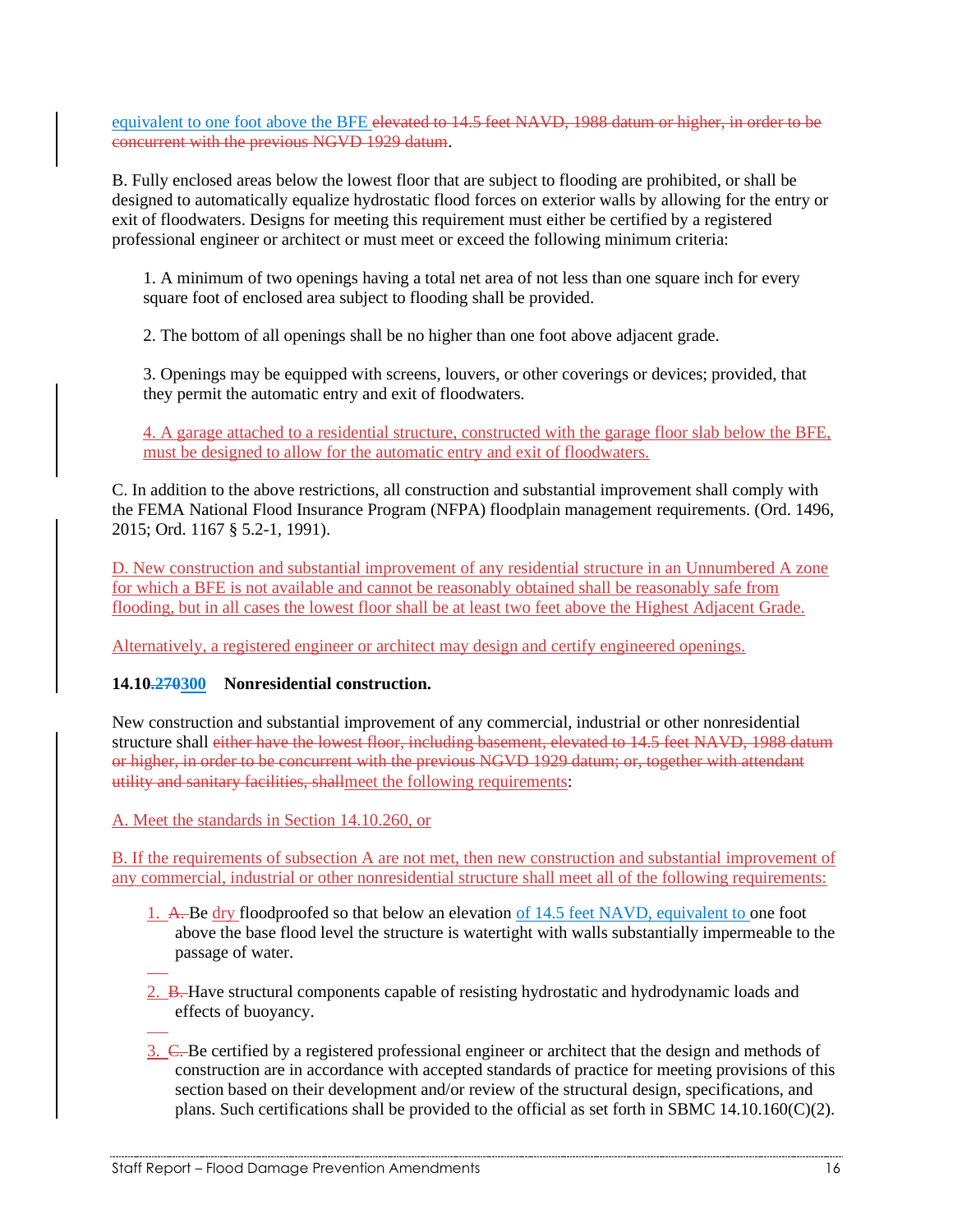equivalent to one foot above the BFE ~~elevated to 14.5 feet NAVD, 1988 datum or higher, in order to be concurrent with the previous NGVD 1929 datum~~.

B. Fully enclosed areas below the lowest floor that are subject to flooding are prohibited, or shall be designed to automatically equalize hydrostatic flood forces on exterior walls by allowing for the entry or exit of floodwaters. Designs for meeting this requirement must either be certified by a registered professional engineer or architect or must meet or exceed the following minimum criteria:

> 1. A minimum of two openings having a total net area of not less than one square inch for every square foot of enclosed area subject to flooding shall be provided.
>
> 2. The bottom of all openings shall be no higher than one foot above adjacent grade.
>
> 3. Openings may be equipped with screens, louvers, or other coverings or devices; provided, that they permit the automatic entry and exit of floodwaters.
>
> 4. A garage attached to a residential structure, constructed with the garage floor slab below the BFE, must be designed to allow for the automatic entry and exit of floodwaters.

C. In addition to the above restrictions, all construction and substantial improvement shall comply with the FEMA National Flood Insurance Program (NFPA) floodplain management requirements. (Ord. 1496, 2015; Ord. 1167 § 5.2-1, 1991).

D. New construction and substantial improvement of any residential structure in an Unnumbered A zone for which a BFE is not available and cannot be reasonably obtained shall be reasonably safe from flooding, but in all cases the lowest floor shall be at least two feet above the Highest Adjacent Grade.

Alternatively, a registered engineer or architect may design and certify engineered openings.

**14.10~~.270~~300 Nonresidential construction.**

New construction and substantial improvement of any commercial, industrial or other nonresidential structure shall ~~either have the lowest floor, including basement, elevated to 14.5 feet NAVD, 1988 datum or higher, in order to be concurrent with the previous NGVD 1929 datum; or, together with attendant utility and sanitary facilities, shall~~meet the following requirements:

A. Meet the standards in Section 14.10.260, or

B. If the requirements of subsection A are not met, then new construction and substantial improvement of any commercial, industrial or other nonresidential structure shall meet all of the following requirements:

> 1. ~~A.~~ Be dry floodproofed so that below an elevation of 14.5 feet NAVD, equivalent to one foot above the base flood level the structure is watertight with walls substantially impermeable to the passage of water.
>
> 2. ~~B.~~ Have structural components capable of resisting hydrostatic and hydrodynamic loads and effects of buoyancy.
>
> 3. ~~C.~~ Be certified by a registered professional engineer or architect that the design and methods of construction are in accordance with accepted standards of practice for meeting provisions of this section based on their development and/or review of the structural design, specifications, and plans. Such certifications shall be provided to the official as set forth in SBMC 14.10.160(C)(2).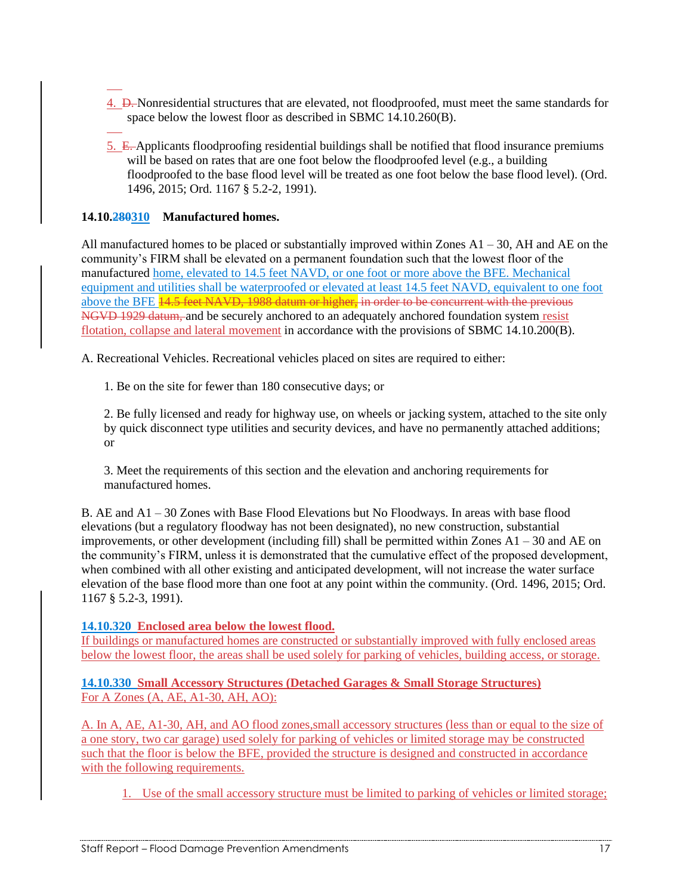4. ~~D.~~ Nonresidential structures that are elevated, not floodproofed, must meet the same standards for space below the lowest floor as described in SBMC 14.10.260(B).

5. ~~E.~~ Applicants floodproofing residential buildings shall be notified that flood insurance premiums will be based on rates that are one foot below the floodproofed level (e.g., a building floodproofed to the base flood level will be treated as one foot below the base flood level). (Ord. 1496, 2015; Ord. 1167 § 5.2-2, 1991).

**14.10.~~280~~310 Manufactured homes.**

All manufactured homes to be placed or substantially improved within Zones A1 – 30, AH and AE on the community's FIRM shall be elevated on a permanent foundation such that the lowest floor of the manufactured home, elevated to 14.5 feet NAVD, or one foot or more above the BFE. Mechanical equipment and utilities shall be waterproofed or elevated at least 14.5 feet NAVD, equivalent to one foot above the BFE ~~14.5 feet NAVD, 1988 datum or higher, in order to be concurrent with the previous NGVD 1929 datum,~~ and be securely anchored to an adequately anchored foundation system resist flotation, collapse and lateral movement in accordance with the provisions of SBMC 14.10.200(B).

A. Recreational Vehicles. Recreational vehicles placed on sites are required to either:

1. Be on the site for fewer than 180 consecutive days; or

2. Be fully licensed and ready for highway use, on wheels or jacking system, attached to the site only by quick disconnect type utilities and security devices, and have no permanently attached additions; or

3. Meet the requirements of this section and the elevation and anchoring requirements for manufactured homes.

B. AE and A1 – 30 Zones with Base Flood Elevations but No Floodways. In areas with base flood elevations (but a regulatory floodway has not been designated), no new construction, substantial improvements, or other development (including fill) shall be permitted within Zones A1 – 30 and AE on the community's FIRM, unless it is demonstrated that the cumulative effect of the proposed development, when combined with all other existing and anticipated development, will not increase the water surface elevation of the base flood more than one foot at any point within the community. (Ord. 1496, 2015; Ord. 1167 § 5.2-3, 1991).

**14.10.320 Enclosed area below the lowest flood.**

If buildings or manufactured homes are constructed or substantially improved with fully enclosed areas below the lowest floor, the areas shall be used solely for parking of vehicles, building access, or storage.

**14.10.330 Small Accessory Structures (Detached Garages & Small Storage Structures)**

For A Zones (A, AE, A1-30, AH, AO):

A. In A, AE, A1-30, AH, and AO flood zones,small accessory structures (less than or equal to the size of a one story, two car garage) used solely for parking of vehicles or limited storage may be constructed such that the floor is below the BFE, provided the structure is designed and constructed in accordance with the following requirements.

1. Use of the small accessory structure must be limited to parking of vehicles or limited storage;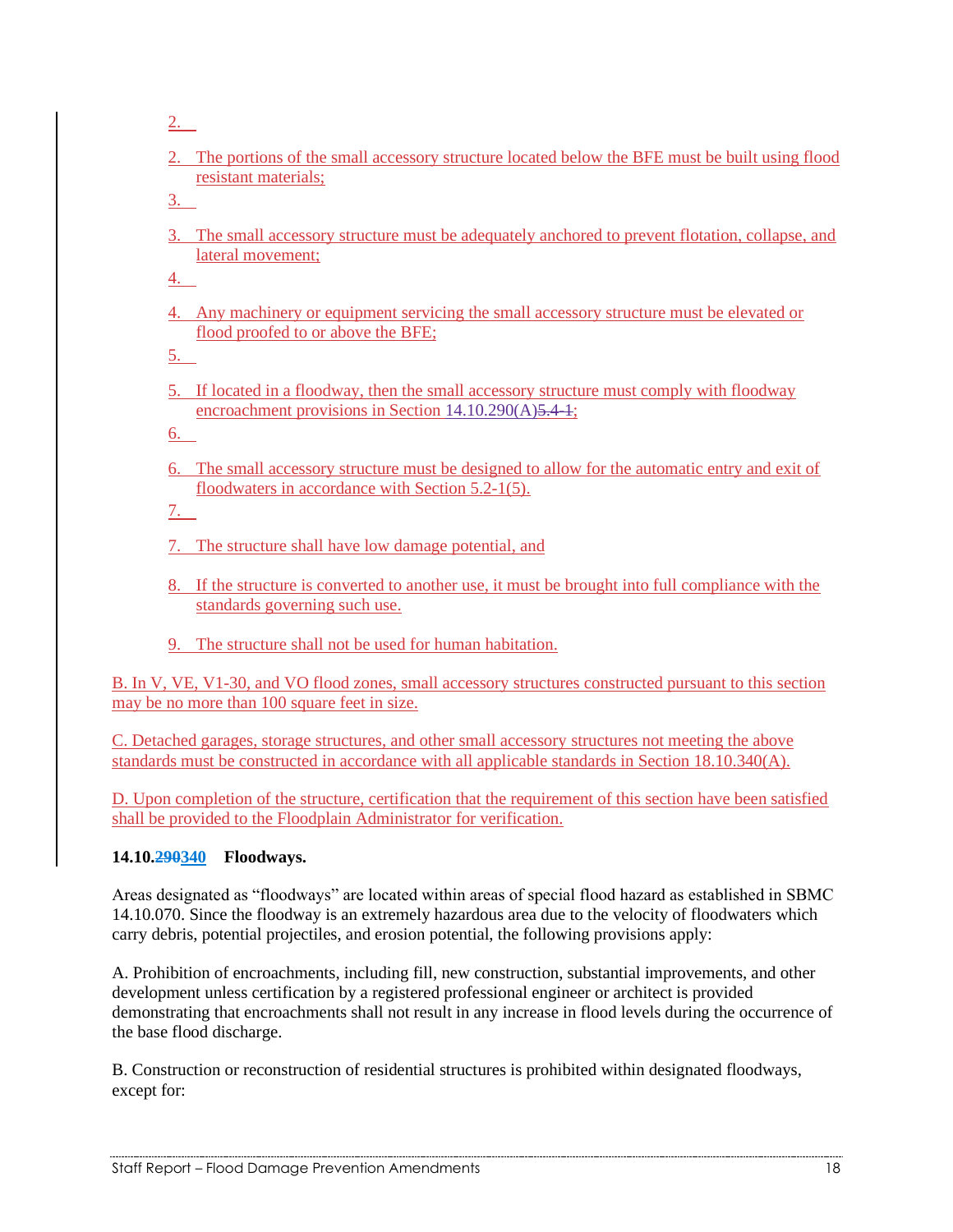2.

2. The portions of the small accessory structure located below the BFE must be built using flood resistant materials;

3.

3. The small accessory structure must be adequately anchored to prevent flotation, collapse, and lateral movement;

4.

4. Any machinery or equipment servicing the small accessory structure must be elevated or flood proofed to or above the BFE;

5.

5. If located in a floodway, then the small accessory structure must comply with floodway encroachment provisions in Section 14.10.290(A)~~5.4-1~~;

6.

6. The small accessory structure must be designed to allow for the automatic entry and exit of floodwaters in accordance with Section 5.2-1(5).

7.

7. The structure shall have low damage potential, and

8. If the structure is converted to another use, it must be brought into full compliance with the standards governing such use.

9. The structure shall not be used for human habitation.

B. In V, VE, V1-30, and VO flood zones, small accessory structures constructed pursuant to this section may be no more than 100 square feet in size.

C. Detached garages, storage structures, and other small accessory structures not meeting the above standards must be constructed in accordance with all applicable standards in Section 18.10.340(A).

D. Upon completion of the structure, certification that the requirement of this section have been satisfied shall be provided to the Floodplain Administrator for verification.

**14.10.~~290~~340 Floodways.**

Areas designated as "floodways" are located within areas of special flood hazard as established in SBMC 14.10.070. Since the floodway is an extremely hazardous area due to the velocity of floodwaters which carry debris, potential projectiles, and erosion potential, the following provisions apply:

A. Prohibition of encroachments, including fill, new construction, substantial improvements, and other development unless certification by a registered professional engineer or architect is provided demonstrating that encroachments shall not result in any increase in flood levels during the occurrence of the base flood discharge.

B. Construction or reconstruction of residential structures is prohibited within designated floodways, except for: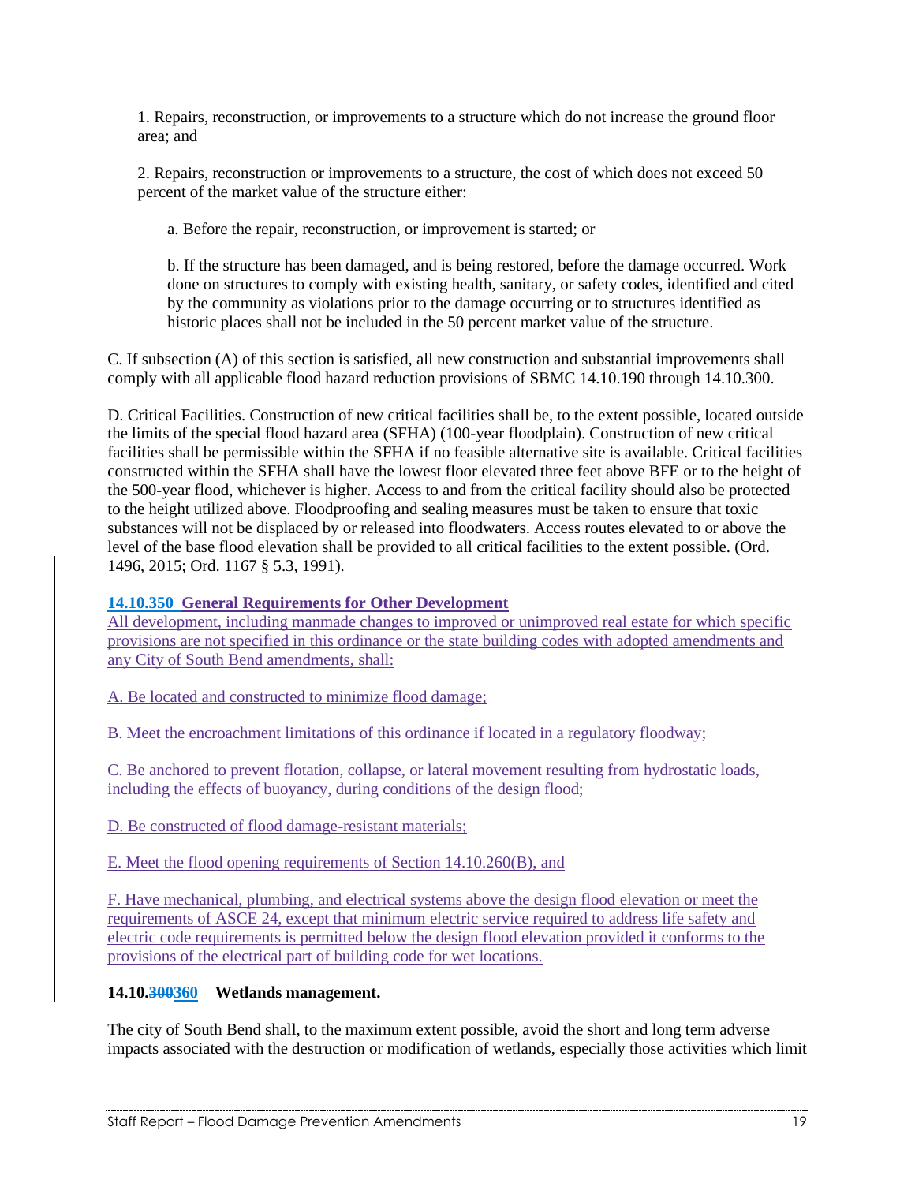1. Repairs, reconstruction, or improvements to a structure which do not increase the ground floor area; and

2. Repairs, reconstruction or improvements to a structure, the cost of which does not exceed 50 percent of the market value of the structure either:

a. Before the repair, reconstruction, or improvement is started; or

b. If the structure has been damaged, and is being restored, before the damage occurred. Work done on structures to comply with existing health, sanitary, or safety codes, identified and cited by the community as violations prior to the damage occurring or to structures identified as historic places shall not be included in the 50 percent market value of the structure.

C. If subsection (A) of this section is satisfied, all new construction and substantial improvements shall comply with all applicable flood hazard reduction provisions of SBMC 14.10.190 through 14.10.300.

D. Critical Facilities. Construction of new critical facilities shall be, to the extent possible, located outside the limits of the special flood hazard area (SFHA) (100-year floodplain). Construction of new critical facilities shall be permissible within the SFHA if no feasible alternative site is available. Critical facilities constructed within the SFHA shall have the lowest floor elevated three feet above BFE or to the height of the 500-year flood, whichever is higher. Access to and from the critical facility should also be protected to the height utilized above. Floodproofing and sealing measures must be taken to ensure that toxic substances will not be displaced by or released into floodwaters. Access routes elevated to or above the level of the base flood elevation shall be provided to all critical facilities to the extent possible. (Ord. 1496, 2015; Ord. 1167 § 5.3, 1991).

**14.10.350 General Requirements for Other Development**

All development, including manmade changes to improved or unimproved real estate for which specific provisions are not specified in this ordinance or the state building codes with adopted amendments and any City of South Bend amendments, shall:

A. Be located and constructed to minimize flood damage;

B. Meet the encroachment limitations of this ordinance if located in a regulatory floodway;

C. Be anchored to prevent flotation, collapse, or lateral movement resulting from hydrostatic loads, including the effects of buoyancy, during conditions of the design flood;

D. Be constructed of flood damage-resistant materials;

E. Meet the flood opening requirements of Section 14.10.260(B), and

F. Have mechanical, plumbing, and electrical systems above the design flood elevation or meet the requirements of ASCE 24, except that minimum electric service required to address life safety and electric code requirements is permitted below the design flood elevation provided it conforms to the provisions of the electrical part of building code for wet locations.

**14.10.~~300~~360 Wetlands management.**

The city of South Bend shall, to the maximum extent possible, avoid the short and long term adverse impacts associated with the destruction or modification of wetlands, especially those activities which limit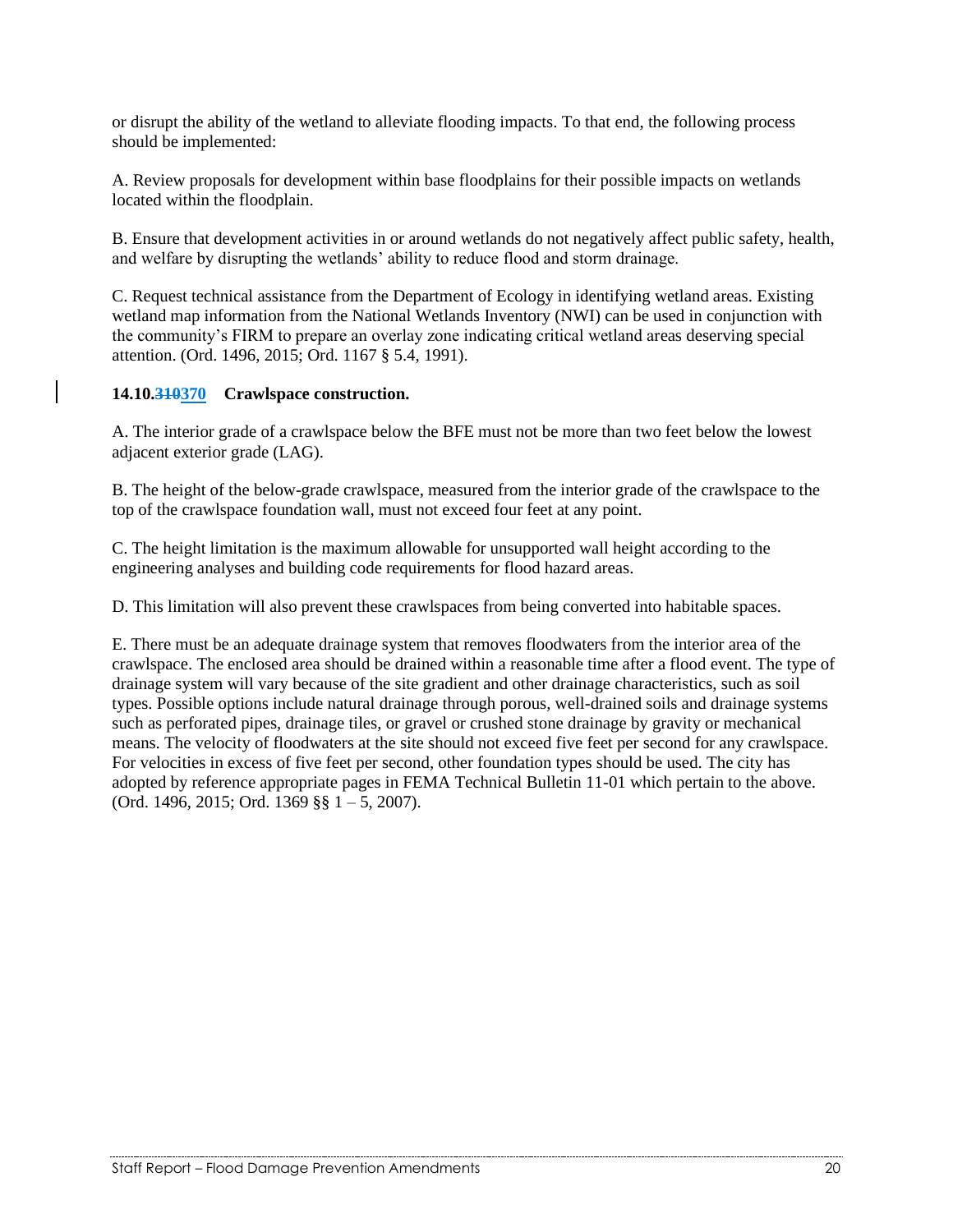or disrupt the ability of the wetland to alleviate flooding impacts. To that end, the following process should be implemented:

A. Review proposals for development within base floodplains for their possible impacts on wetlands located within the floodplain.

B. Ensure that development activities in or around wetlands do not negatively affect public safety, health, and welfare by disrupting the wetlands' ability to reduce flood and storm drainage.

C. Request technical assistance from the Department of Ecology in identifying wetland areas. Existing wetland map information from the National Wetlands Inventory (NWI) can be used in conjunction with the community's FIRM to prepare an overlay zone indicating critical wetland areas deserving special attention. (Ord. 1496, 2015; Ord. 1167 § 5.4, 1991).

**14.10.~~310~~370 Crawlspace construction.**

A. The interior grade of a crawlspace below the BFE must not be more than two feet below the lowest adjacent exterior grade (LAG).

B. The height of the below-grade crawlspace, measured from the interior grade of the crawlspace to the top of the crawlspace foundation wall, must not exceed four feet at any point.

C. The height limitation is the maximum allowable for unsupported wall height according to the engineering analyses and building code requirements for flood hazard areas.

D. This limitation will also prevent these crawlspaces from being converted into habitable spaces.

E. There must be an adequate drainage system that removes floodwaters from the interior area of the crawlspace. The enclosed area should be drained within a reasonable time after a flood event. The type of drainage system will vary because of the site gradient and other drainage characteristics, such as soil types. Possible options include natural drainage through porous, well-drained soils and drainage systems such as perforated pipes, drainage tiles, or gravel or crushed stone drainage by gravity or mechanical means. The velocity of floodwaters at the site should not exceed five feet per second for any crawlspace. For velocities in excess of five feet per second, other foundation types should be used. The city has adopted by reference appropriate pages in FEMA Technical Bulletin 11-01 which pertain to the above. (Ord. 1496, 2015; Ord. 1369 §§ 1 – 5, 2007).